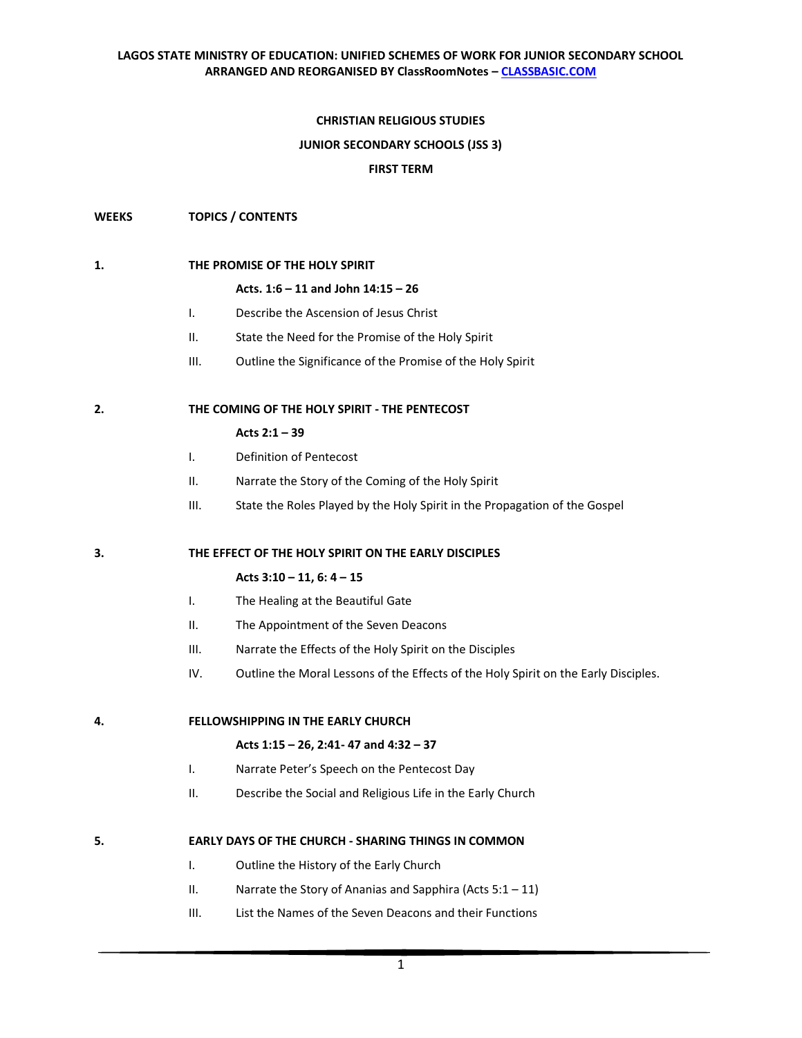**LAGOS STATE MINISTRY OF EDUCATION: UNIFIED SCHEMES OF WORK FOR JUNIOR SECONDARY SCHOOL**
**ARRANGED AND REORGANISED BY ClassRoomNotes – [CLASSBASIC.COM](http://CLASSBASIC.COM)**

# CHRISTIAN RELIGIOUS STUDIES

## JUNIOR SECONDARY SCHOOLS (JSS 3)

## FIRST TERM

**WEEKS** **TOPICS / CONTENTS**

**1. THE PROMISE OF THE HOLY SPIRIT**

**Acts. 1:6 – 11 and John 14:15 – 26**

I. Describe the Ascension of Jesus Christ

II. State the Need for the Promise of the Holy Spirit

III. Outline the Significance of the Promise of the Holy Spirit

**2. THE COMING OF THE HOLY SPIRIT - THE PENTECOST**

**Acts 2:1 – 39**

I. Definition of Pentecost

II. Narrate the Story of the Coming of the Holy Spirit

III. State the Roles Played by the Holy Spirit in the Propagation of the Gospel

**3. THE EFFECT OF THE HOLY SPIRIT ON THE EARLY DISCIPLES**

**Acts 3:10 – 11, 6: 4 – 15**

I. The Healing at the Beautiful Gate

II. The Appointment of the Seven Deacons

III. Narrate the Effects of the Holy Spirit on the Disciples

IV. Outline the Moral Lessons of the Effects of the Holy Spirit on the Early Disciples.

**4. FELLOWSHIPPING IN THE EARLY CHURCH**

**Acts 1:15 – 26, 2:41- 47 and 4:32 – 37**

I. Narrate Peter's Speech on the Pentecost Day

II. Describe the Social and Religious Life in the Early Church

**5. EARLY DAYS OF THE CHURCH - SHARING THINGS IN COMMON**

I. Outline the History of the Early Church

II. Narrate the Story of Ananias and Sapphira (Acts 5:1 – 11)

III. List the Names of the Seven Deacons and their Functions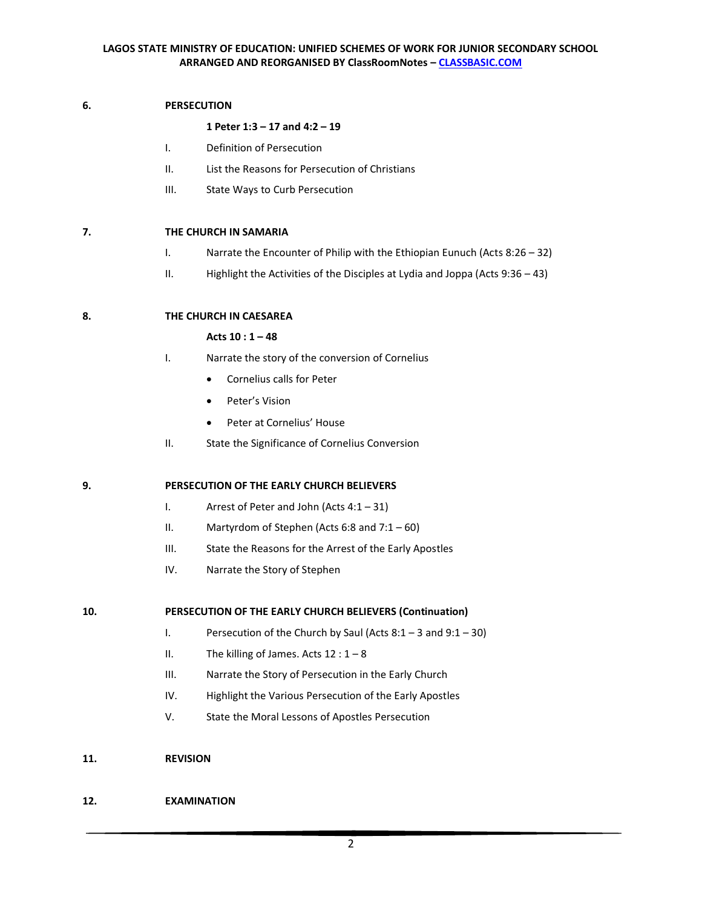**6. PERSECUTION**

**1 Peter 1:3 – 17 and 4:2 – 19**

I. Definition of Persecution

II. List the Reasons for Persecution of Christians

III. State Ways to Curb Persecution

**7. THE CHURCH IN SAMARIA**

I. Narrate the Encounter of Philip with the Ethiopian Eunuch (Acts 8:26 – 32)

II. Highlight the Activities of the Disciples at Lydia and Joppa (Acts 9:36 – 43)

**8. THE CHURCH IN CAESAREA**

**Acts 10 : 1 – 48**

I. Narrate the story of the conversion of Cornelius

- Cornelius calls for Peter
- Peter's Vision
- Peter at Cornelius' House

II. State the Significance of Cornelius Conversion

**9. PERSECUTION OF THE EARLY CHURCH BELIEVERS**

I. Arrest of Peter and John (Acts 4:1 – 31)

II. Martyrdom of Stephen (Acts 6:8 and 7:1 – 60)

III. State the Reasons for the Arrest of the Early Apostles

IV. Narrate the Story of Stephen

**10. PERSECUTION OF THE EARLY CHURCH BELIEVERS (Continuation)**

I. Persecution of the Church by Saul (Acts 8:1 – 3 and 9:1 – 30)

II. The killing of James. Acts 12 : 1 – 8

III. Narrate the Story of Persecution in the Early Church

IV. Highlight the Various Persecution of the Early Apostles

V. State the Moral Lessons of Apostles Persecution

**11. REVISION**

**12. EXAMINATION**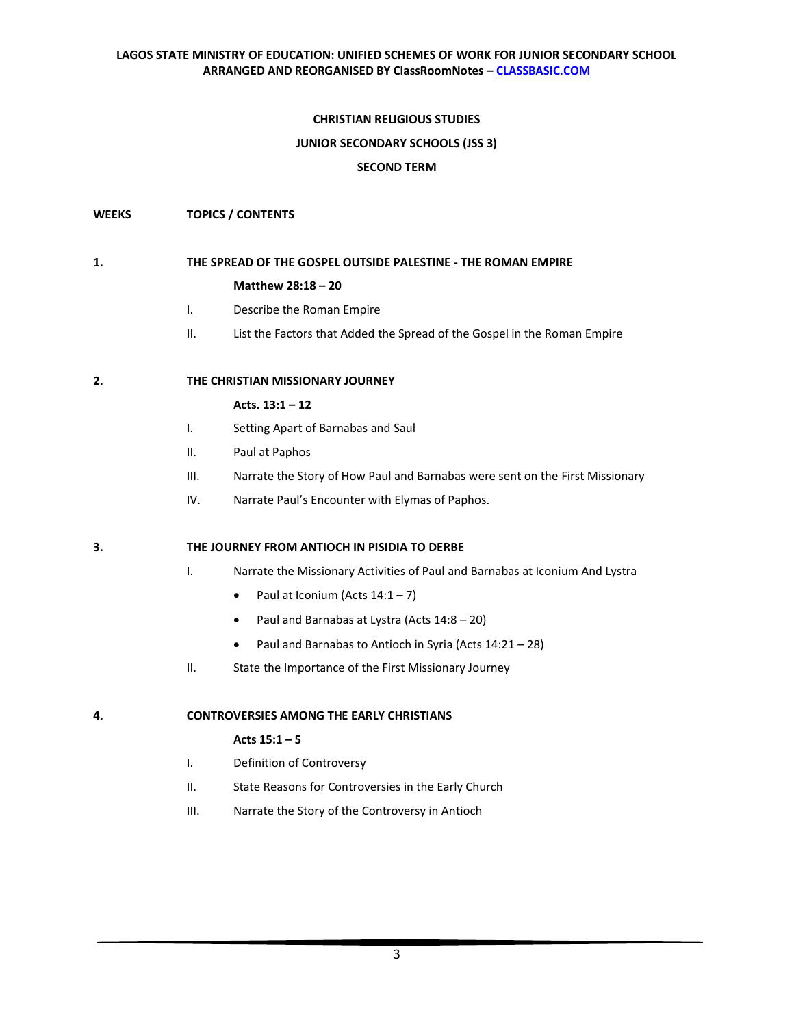LAGOS STATE MINISTRY OF EDUCATION: UNIFIED SCHEMES OF WORK FOR JUNIOR SECONDARY SCHOOL
ARRANGED AND REORGANISED BY ClassRoomNotes – [CLASSBASIC.COM](http://classbasic.com)

# CHRISTIAN RELIGIOUS STUDIES

## JUNIOR SECONDARY SCHOOLS (JSS 3)

## SECOND TERM

**WEEKS** **TOPICS / CONTENTS**

**1.** **THE SPREAD OF THE GOSPEL OUTSIDE PALESTINE - THE ROMAN EMPIRE**

**Matthew 28:18 – 20**

I. Describe the Roman Empire

II. List the Factors that Added the Spread of the Gospel in the Roman Empire

**2.** **THE CHRISTIAN MISSIONARY JOURNEY**

**Acts. 13:1 – 12**

I. Setting Apart of Barnabas and Saul

II. Paul at Paphos

III. Narrate the Story of How Paul and Barnabas were sent on the First Missionary

IV. Narrate Paul's Encounter with Elymas of Paphos.

**3.** **THE JOURNEY FROM ANTIOCH IN PISIDIA TO DERBE**

I. Narrate the Missionary Activities of Paul and Barnabas at Iconium And Lystra

- Paul at Iconium (Acts 14:1 – 7)
- Paul and Barnabas at Lystra (Acts 14:8 – 20)
- Paul and Barnabas to Antioch in Syria (Acts 14:21 – 28)

II. State the Importance of the First Missionary Journey

**4.** **CONTROVERSIES AMONG THE EARLY CHRISTIANS**

**Acts 15:1 – 5**

I. Definition of Controversy

II. State Reasons for Controversies in the Early Church

III. Narrate the Story of the Controversy in Antioch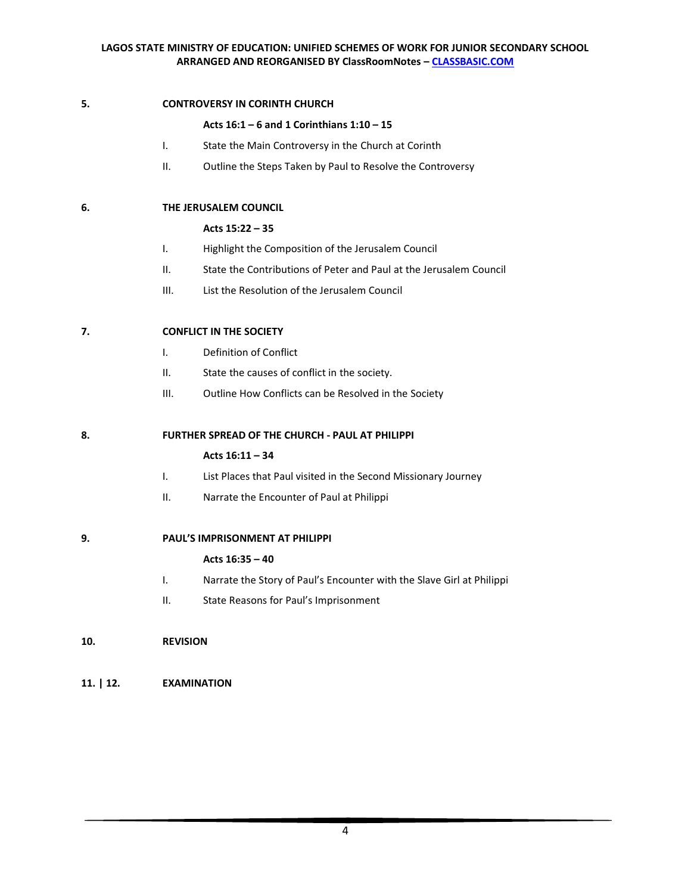**5. CONTROVERSY IN CORINTH CHURCH**

**Acts 16:1 – 6 and 1 Corinthians 1:10 – 15**

I. State the Main Controversy in the Church at Corinth

II. Outline the Steps Taken by Paul to Resolve the Controversy

**6. THE JERUSALEM COUNCIL**

**Acts 15:22 – 35**

I. Highlight the Composition of the Jerusalem Council

II. State the Contributions of Peter and Paul at the Jerusalem Council

III. List the Resolution of the Jerusalem Council

**7. CONFLICT IN THE SOCIETY**

I. Definition of Conflict

II. State the causes of conflict in the society.

III. Outline How Conflicts can be Resolved in the Society

**8. FURTHER SPREAD OF THE CHURCH - PAUL AT PHILIPPI**

**Acts 16:11 – 34**

I. List Places that Paul visited in the Second Missionary Journey

II. Narrate the Encounter of Paul at Philippi

**9. PAUL'S IMPRISONMENT AT PHILIPPI**

**Acts 16:35 – 40**

I. Narrate the Story of Paul's Encounter with the Slave Girl at Philippi

II. State Reasons for Paul's Imprisonment

**10. REVISION**

**11. | 12. EXAMINATION**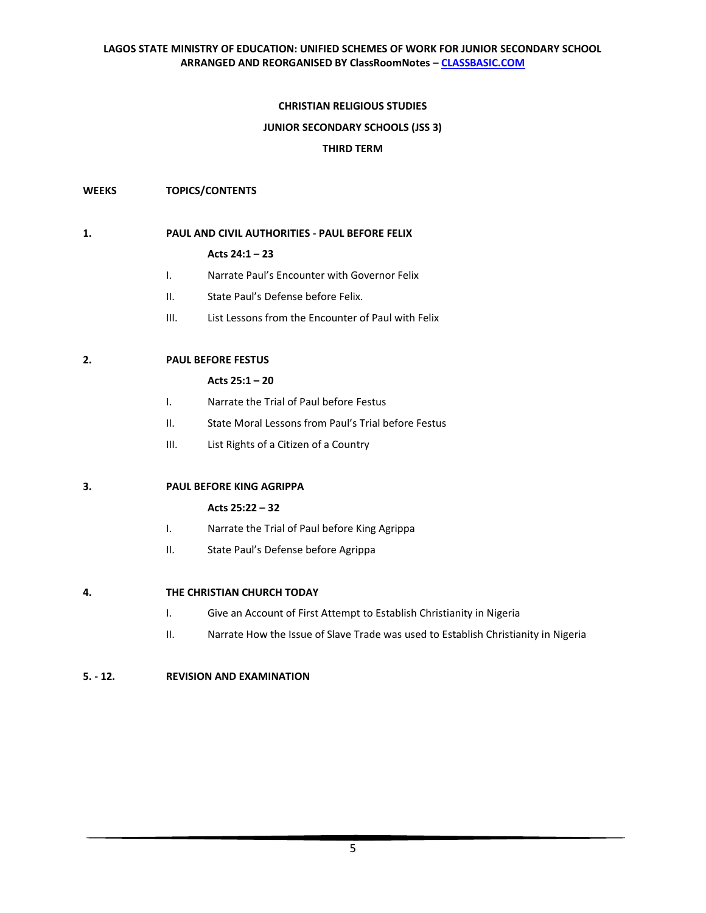**CHRISTIAN RELIGIOUS STUDIES**

**JUNIOR SECONDARY SCHOOLS (JSS 3)**

**THIRD TERM**

| WEEKS | TOPICS/CONTENTS |
|---|---|
| 1. | **PAUL AND CIVIL AUTHORITIES - PAUL BEFORE FELIX**<br>**Acts 24:1 – 23**<br>I. Narrate Paul's Encounter with Governor Felix<br>II. State Paul's Defense before Felix.<br>III. List Lessons from the Encounter of Paul with Felix |
| 2. | **PAUL BEFORE FESTUS**<br>**Acts 25:1 – 20**<br>I. Narrate the Trial of Paul before Festus<br>II. State Moral Lessons from Paul's Trial before Festus<br>III. List Rights of a Citizen of a Country |
| 3. | **PAUL BEFORE KING AGRIPPA**<br>**Acts 25:22 – 32**<br>I. Narrate the Trial of Paul before King Agrippa<br>II. State Paul's Defense before Agrippa |
| 4. | **THE CHRISTIAN CHURCH TODAY**<br>I. Give an Account of First Attempt to Establish Christianity in Nigeria<br>II. Narrate How the Issue of Slave Trade was used to Establish Christianity in Nigeria |
| 5. - 12. | **REVISION AND EXAMINATION** |